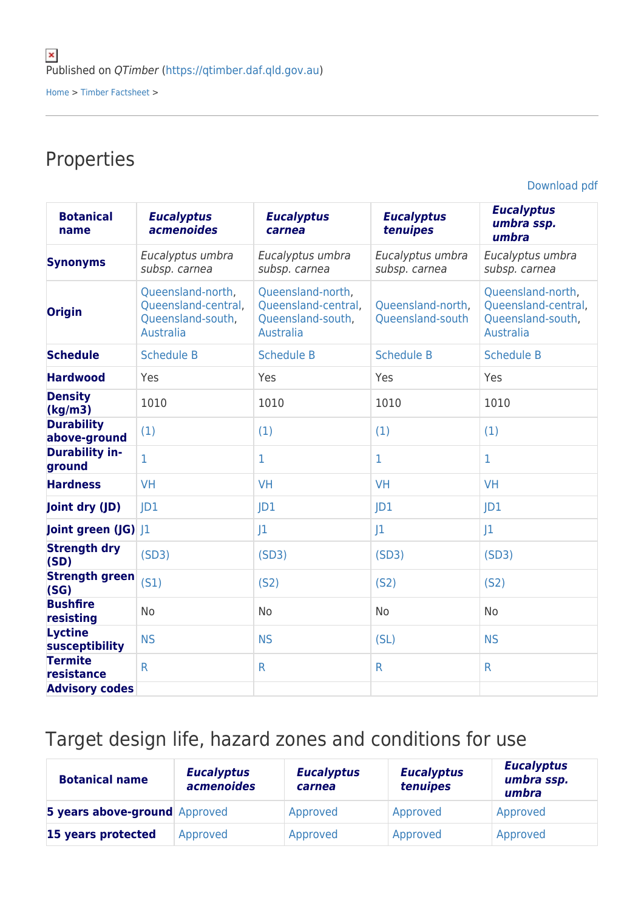Published on *QTimber* (https://qtimber.daf.qld.gov.au)

Home > Timber Factsheet >

# Properties

Download pdf

| Botanical name | *Eucalyptus acmenoides* | *Eucalyptus carnea* | *Eucalyptus tenuipes* | *Eucalyptus umbra ssp. umbra* |
|---|---|---|---|---|
| **Synonyms** | *Eucalyptus umbra subsp. carnea* | *Eucalyptus umbra subsp. carnea* | *Eucalyptus umbra subsp. carnea* | *Eucalyptus umbra subsp. carnea* |
| **Origin** | Queensland-north, Queensland-central, Queensland-south, Australia | Queensland-north, Queensland-central, Queensland-south, Australia | Queensland-north, Queensland-south | Queensland-north, Queensland-central, Queensland-south, Australia |
| **Schedule** | Schedule B | Schedule B | Schedule B | Schedule B |
| **Hardwood** | Yes | Yes | Yes | Yes |
| **Density (kg/m3)** | 1010 | 1010 | 1010 | 1010 |
| **Durability above-ground** | (1) | (1) | (1) | (1) |
| **Durability in-ground** | 1 | 1 | 1 | 1 |
| **Hardness** | VH | VH | VH | VH |
| **Joint dry (JD)** | JD1 | JD1 | JD1 | JD1 |
| **Joint green (JG)** | J1 | J1 | J1 | J1 |
| **Strength dry (SD)** | (SD3) | (SD3) | (SD3) | (SD3) |
| **Strength green (SG)** | (S1) | (S2) | (S2) | (S2) |
| **Bushfire resisting** | No | No | No | No |
| **Lyctine susceptibility** | NS | NS | (SL) | NS |
| **Termite resistance** | R | R | R | R |
| **Advisory codes** | | | | |

# Target design life, hazard zones and conditions for use

| Botanical name | *Eucalyptus acmenoides* | *Eucalyptus carnea* | *Eucalyptus tenuipes* | *Eucalyptus umbra ssp. umbra* |
|---|---|---|---|---|
| **5 years above-ground** | Approved | Approved | Approved | Approved |
| **15 years protected** | Approved | Approved | Approved | Approved |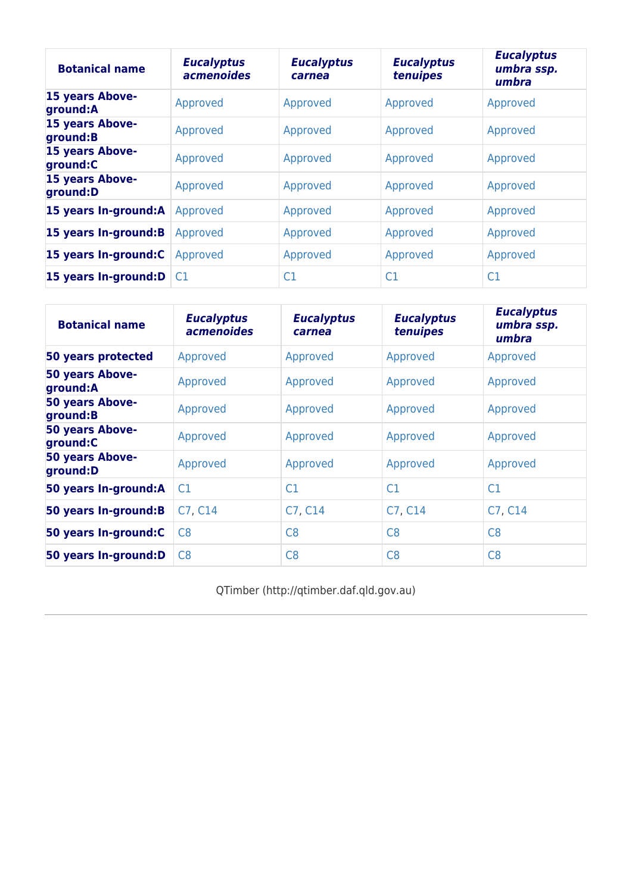| Botanical name | *Eucalyptus acmenoides* | *Eucalyptus carnea* | *Eucalyptus tenuipes* | *Eucalyptus umbra ssp. umbra* |
|---|---|---|---|---|
| **15 years Above-ground:A** | Approved | Approved | Approved | Approved |
| **15 years Above-ground:B** | Approved | Approved | Approved | Approved |
| **15 years Above-ground:C** | Approved | Approved | Approved | Approved |
| **15 years Above-ground:D** | Approved | Approved | Approved | Approved |
| **15 years In-ground:A** | Approved | Approved | Approved | Approved |
| **15 years In-ground:B** | Approved | Approved | Approved | Approved |
| **15 years In-ground:C** | Approved | Approved | Approved | Approved |
| **15 years In-ground:D** | C1 | C1 | C1 | C1 |

| Botanical name | *Eucalyptus acmenoides* | *Eucalyptus carnea* | *Eucalyptus tenuipes* | *Eucalyptus umbra ssp. umbra* |
|---|---|---|---|---|
| **50 years protected** | Approved | Approved | Approved | Approved |
| **50 years Above-ground:A** | Approved | Approved | Approved | Approved |
| **50 years Above-ground:B** | Approved | Approved | Approved | Approved |
| **50 years Above-ground:C** | Approved | Approved | Approved | Approved |
| **50 years Above-ground:D** | Approved | Approved | Approved | Approved |
| **50 years In-ground:A** | C1 | C1 | C1 | C1 |
| **50 years In-ground:B** | C7, C14 | C7, C14 | C7, C14 | C7, C14 |
| **50 years In-ground:C** | C8 | C8 | C8 | C8 |
| **50 years In-ground:D** | C8 | C8 | C8 | C8 |

QTimber (http://qtimber.daf.qld.gov.au)